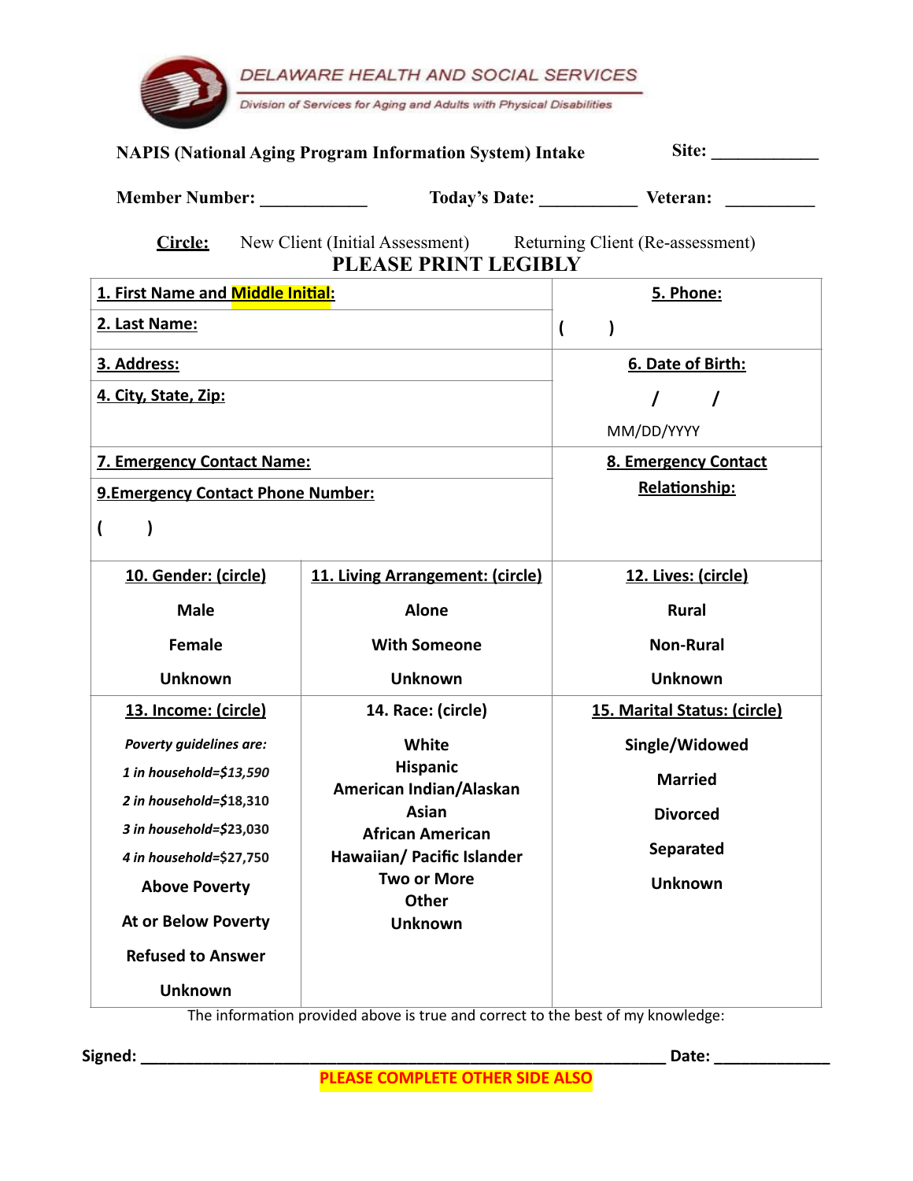DELAWARE HEALTH AND SOCIAL SERVICES

Division of Services for Aging and Adults with Physical Disabilities

**NAPIS (National Aging Program Information System) Intake** **Site:** ____________

**Member Number:** ____________ **Today's Date:** ___________ **Veteran:** __________

**Circle:** New Client (Initial Assessment) Returning Client (Re-assessment)

## PLEASE PRINT LEGIBLY

| | | |
|---|---|---|
| **1. First Name and Middle Initial:** | | **5. Phone:** |
| **2. Last Name:** | | ( ) |
| **3. Address:** | | **6. Date of Birth:** |
| **4. City, State, Zip:** | | / / <br> MM/DD/YYYY |
| **7. Emergency Contact Name:** | | **8. Emergency Contact Relationship:** |
| **9.Emergency Contact Phone Number:** <br> ( ) | | |
| **10. Gender: (circle)** | **11. Living Arrangement: (circle)** | **12. Lives: (circle)** |
| **Male** | **Alone** | **Rural** |
| **Female** | **With Someone** | **Non-Rural** |
| **Unknown** | **Unknown** | **Unknown** |
| **13. Income: (circle)** | **14. Race: (circle)** | **15. Marital Status: (circle)** |
| *Poverty guidelines are:* | **White** | **Single/Widowed** |
| *1 in household=$13,590* | **Hispanic** | **Married** |
| *2 in household=$18,310* | **American Indian/Alaskan** | **Divorced** |
| *3 in household=$23,030* | **Asian** | **Separated** |
| *4 in household=$27,750* | **African American** | **Unknown** |
| **Above Poverty** | **Hawaiian/ Pacific Islander** | |
| **At or Below Poverty** | **Two or More** | |
| **Refused to Answer** | **Other** | |
| **Unknown** | **Unknown** | |

The information provided above is true and correct to the best of my knowledge:

**Signed:** ______________________________________________ **Date:** ____________

**PLEASE COMPLETE OTHER SIDE ALSO**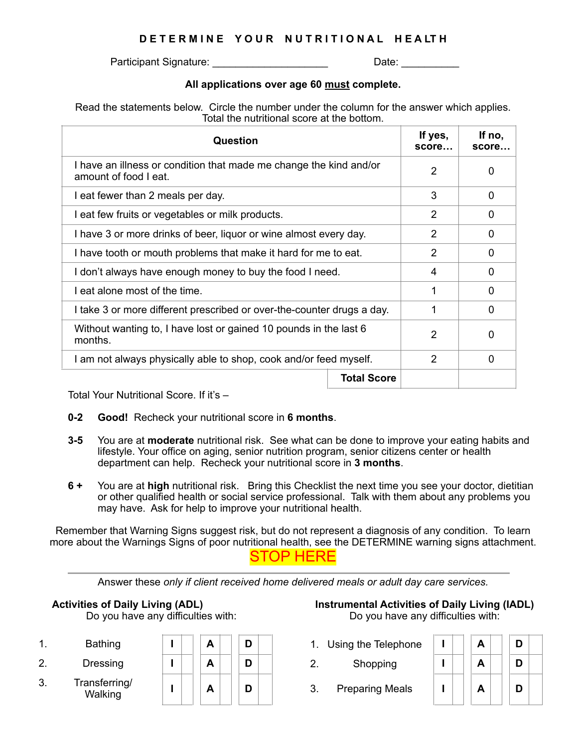# DETERMINE YOUR NUTRITIONAL HEALTH

Participant Signature: ____________________ Date: __________

**All applications over age 60 must complete.**

Read the statements below. Circle the number under the column for the answer which applies. Total the nutritional score at the bottom.

| Question | If yes, score… | If no, score… |
|---|---|---|
| I have an illness or condition that made me change the kind and/or amount of food I eat. | 2 | 0 |
| I eat fewer than 2 meals per day. | 3 | 0 |
| I eat few fruits or vegetables or milk products. | 2 | 0 |
| I have 3 or more drinks of beer, liquor or wine almost every day. | 2 | 0 |
| I have tooth or mouth problems that make it hard for me to eat. | 2 | 0 |
| I don't always have enough money to buy the food I need. | 4 | 0 |
| I eat alone most of the time. | 1 | 0 |
| I take 3 or more different prescribed or over-the-counter drugs a day. | 1 | 0 |
| Without wanting to, I have lost or gained 10 pounds in the last 6 months. | 2 | 0 |
| I am not always physically able to shop, cook and/or feed myself. | 2 | 0 |
| **Total Score** | | |

Total Your Nutritional Score. If it's –

**0-2** **Good!** Recheck your nutritional score in **6 months**.

**3-5** You are at **moderate** nutritional risk. See what can be done to improve your eating habits and lifestyle. Your office on aging, senior nutrition program, senior citizens center or health department can help. Recheck your nutritional score in **3 months**.

**6 +** You are at **high** nutritional risk. Bring this Checklist the next time you see your doctor, dietitian or other qualified health or social service professional. Talk with them about any problems you may have. Ask for help to improve your nutritional health.

Remember that Warning Signs suggest risk, but do not represent a diagnosis of any condition. To learn more about the Warnings Signs of poor nutritional health, see the DETERMINE warning signs attachment.

**STOP HERE**

---

Answer these *only if client received home delivered meals or adult day care services.*

**Activities of Daily Living (ADL)**
Do you have any difficulties with:

| | | I | | A | | D | |
|---|---|---|---|---|---|---|---|
| 1. | Bathing | I | | A | | D | |
| 2. | Dressing | I | | A | | D | |
| 3. | Transferring/ Walking | I | | A | | D | |

**Instrumental Activities of Daily Living (IADL)**
Do you have any difficulties with:

| | | I | | A | | D | |
|---|---|---|---|---|---|---|---|
| 1. | Using the Telephone | I | | A | | D | |
| 2. | Shopping | I | | A | | D | |
| 3. | Preparing Meals | I | | A | | D | |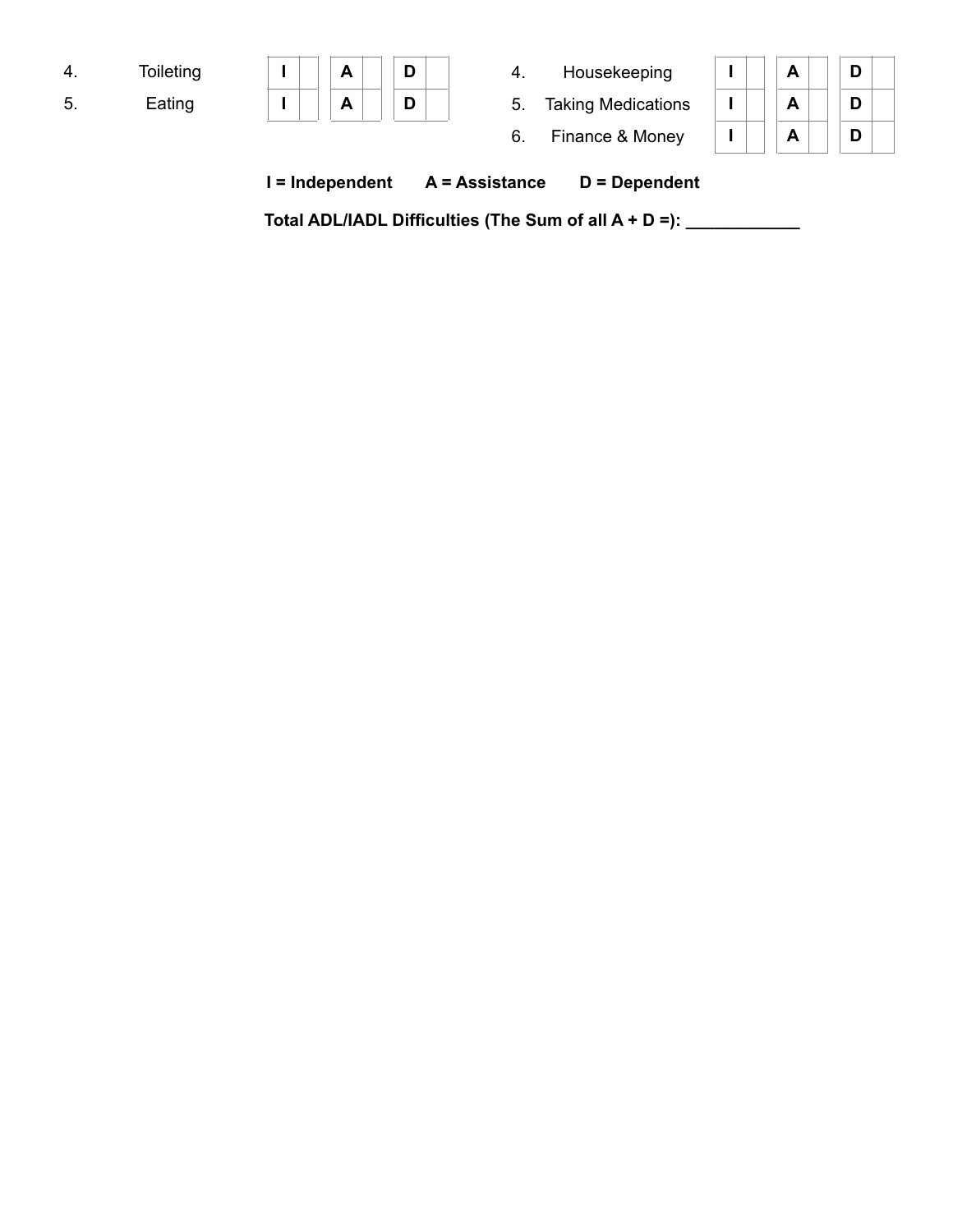| | | | | | | | | | | | | | | |
|---|---|---|---|---|---|---|---|---|---|---|---|---|---|---|
| 4. | Toileting | I | | A | | D | | 4. | Housekeeping | I | | A | | D |
| 5. | Eating | I | | A | | D | | 5. | Taking Medications | I | | A | | D |
| | | | | | | | | 6. | Finance & Money | I | | A | | D |

**I = Independent    A = Assistance    D = Dependent**

**Total ADL/IADL Difficulties (The Sum of all A + D =): ____________**